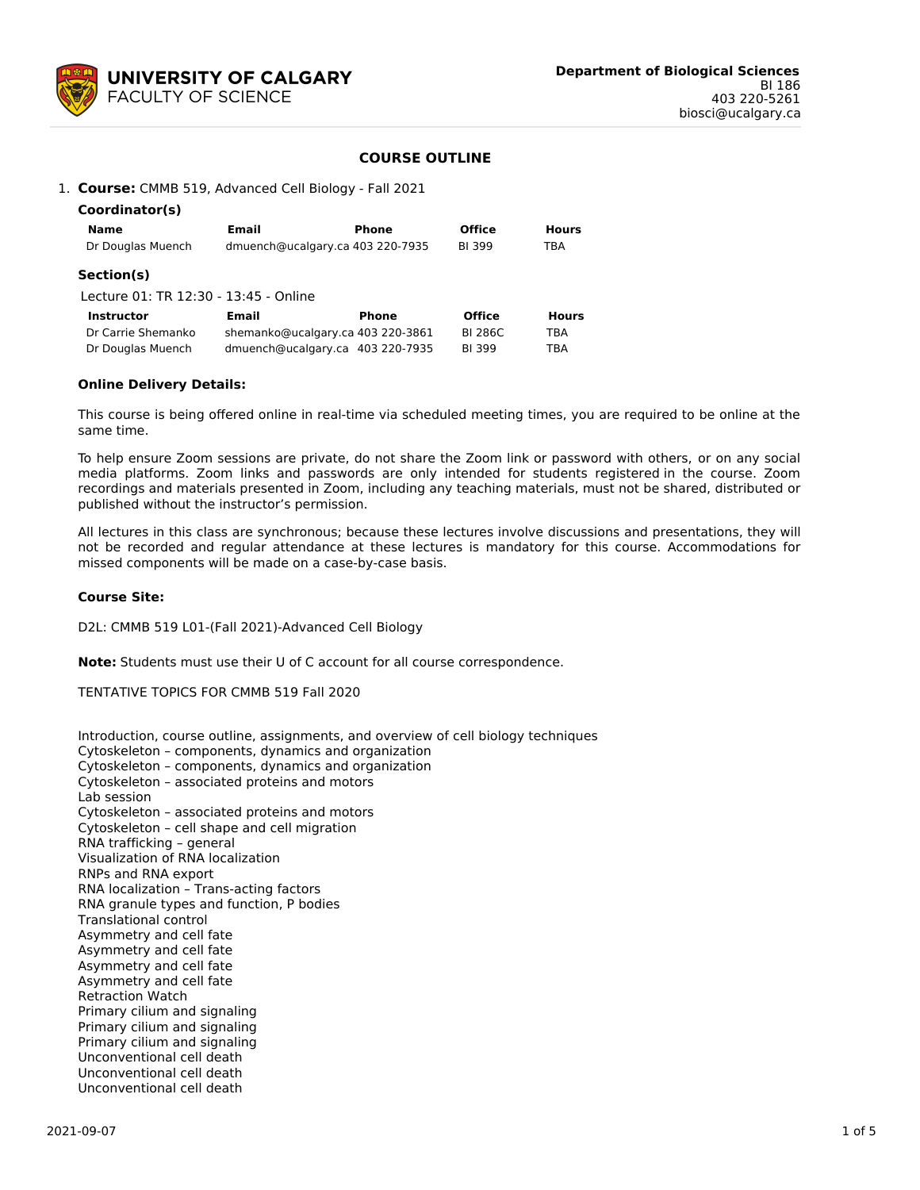**UNIVERSITY OF CALGARY**
FACULTY OF SCIENCE

**Department of Biological Sciences**
BI 186
403 220-5261
biosci@ucalgary.ca

## COURSE OUTLINE

1. **Course:** CMMB 519, Advanced Cell Biology - Fall 2021

### Coordinator(s)

| Name | Email | Phone | Office | Hours |
|---|---|---|---|---|
| Dr Douglas Muench | dmuench@ucalgary.ca | 403 220-7935 | BI 399 | TBA |

### Section(s)

Lecture 01: TR 12:30 - 13:45 - Online

| Instructor | Email | Phone | Office | Hours |
|---|---|---|---|---|
| Dr Carrie Shemanko | shemanko@ucalgary.ca | 403 220-3861 | BI 286C | TBA |
| Dr Douglas Muench | dmuench@ucalgary.ca | 403 220-7935 | BI 399 | TBA |

### Online Delivery Details:

This course is being offered online in real-time via scheduled meeting times, you are required to be online at the same time.

To help ensure Zoom sessions are private, do not share the Zoom link or password with others, or on any social media platforms. Zoom links and passwords are only intended for students registered in the course. Zoom recordings and materials presented in Zoom, including any teaching materials, must not be shared, distributed or published without the instructor's permission.

All lectures in this class are synchronous; because these lectures involve discussions and presentations, they will not be recorded and regular attendance at these lectures is mandatory for this course. Accommodations for missed components will be made on a case-by-case basis.

### Course Site:

D2L: CMMB 519 L01-(Fall 2021)-Advanced Cell Biology

**Note:** Students must use their U of C account for all course correspondence.

TENTATIVE TOPICS FOR CMMB 519 Fall 2020

Introduction, course outline, assignments, and overview of cell biology techniques
Cytoskeleton – components, dynamics and organization
Cytoskeleton – components, dynamics and organization
Cytoskeleton – associated proteins and motors
Lab session
Cytoskeleton – associated proteins and motors
Cytoskeleton – cell shape and cell migration
RNA trafficking – general
Visualization of RNA localization
RNPs and RNA export
RNA localization – Trans-acting factors
RNA granule types and function, P bodies
Translational control
Asymmetry and cell fate
Asymmetry and cell fate
Asymmetry and cell fate
Asymmetry and cell fate
Retraction Watch
Primary cilium and signaling
Primary cilium and signaling
Primary cilium and signaling
Unconventional cell death
Unconventional cell death
Unconventional cell death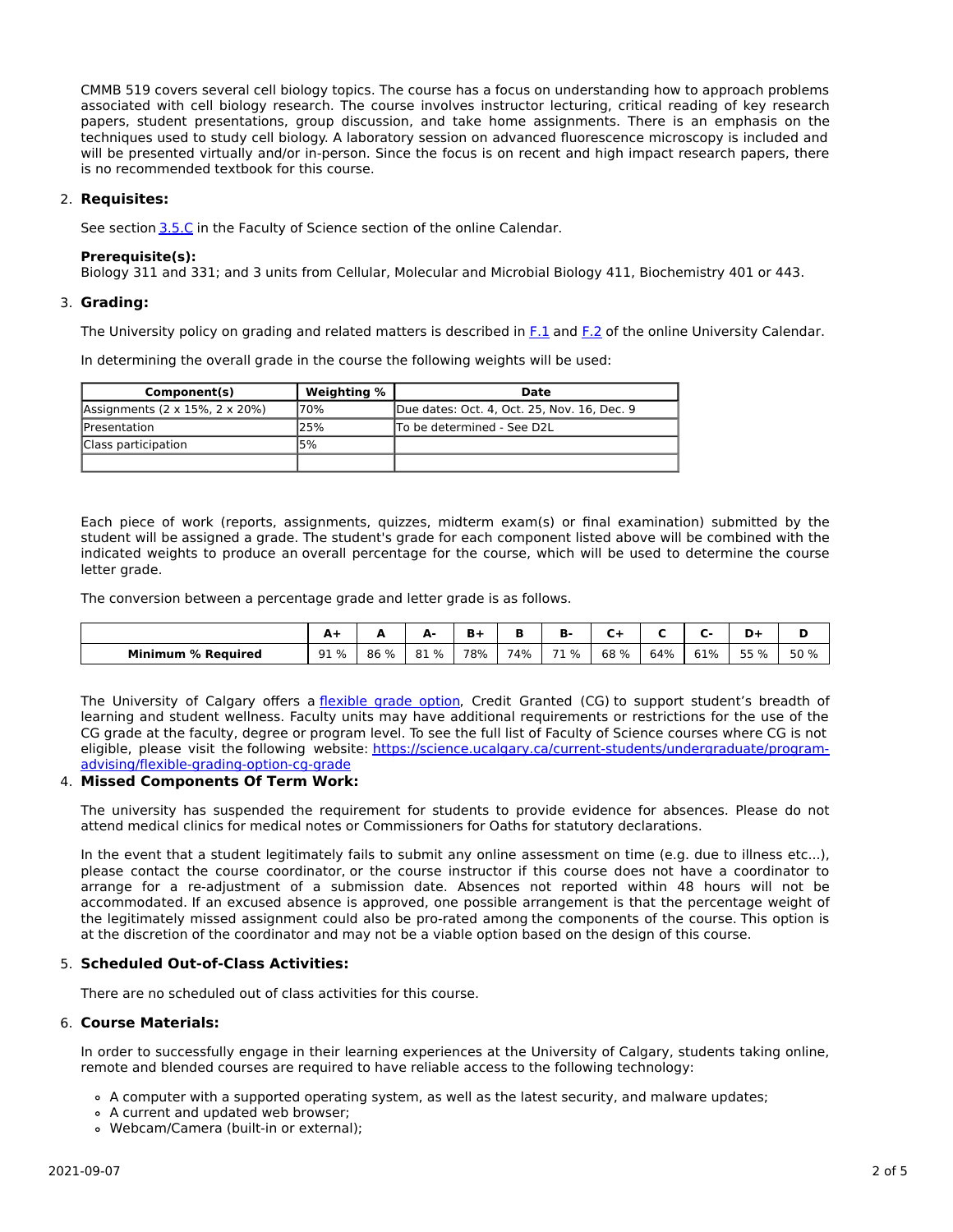CMMB 519 covers several cell biology topics. The course has a focus on understanding how to approach problems associated with cell biology research. The course involves instructor lecturing, critical reading of key research papers, student presentations, group discussion, and take home assignments. There is an emphasis on the techniques used to study cell biology. A laboratory session on advanced fluorescence microscopy is included and will be presented virtually and/or in-person. Since the focus is on recent and high impact research papers, there is no recommended textbook for this course.

## 2. Requisites:

See section [3.5.C](3.5.C) in the Faculty of Science section of the online Calendar.

**Prerequisite(s):**
Biology 311 and 331; and 3 units from Cellular, Molecular and Microbial Biology 411, Biochemistry 401 or 443.

## 3. Grading:

The University policy on grading and related matters is described in [F.1](F.1) and [F.2](F.2) of the online University Calendar.

In determining the overall grade in the course the following weights will be used:

| Component(s) | Weighting % | Date |
|---|---|---|
| Assignments (2 x 15%, 2 x 20%) | 70% | Due dates: Oct. 4, Oct. 25, Nov. 16, Dec. 9 |
| Presentation | 25% | To be determined - See D2L |
| Class participation | 5% | |
| | | |

Each piece of work (reports, assignments, quizzes, midterm exam(s) or final examination) submitted by the student will be assigned a grade. The student's grade for each component listed above will be combined with the indicated weights to produce an overall percentage for the course, which will be used to determine the course letter grade.

The conversion between a percentage grade and letter grade is as follows.

| | A+ | A | A- | B+ | B | B- | C+ | C | C- | D+ | D |
|---|---|---|---|---|---|---|---|---|---|---|---|
| **Minimum % Required** | 91 % | 86 % | 81 % | 78% | 74% | 71 % | 68 % | 64% | 61% | 55 % | 50 % |

The University of Calgary offers a flexible grade option, Credit Granted (CG) to support student's breadth of learning and student wellness. Faculty units may have additional requirements or restrictions for the use of the CG grade at the faculty, degree or program level. To see the full list of Faculty of Science courses where CG is not eligible, please visit the following website: https://science.ucalgary.ca/current-students/undergraduate/program-advising/flexible-grading-option-cg-grade

## 4. Missed Components Of Term Work:

The university has suspended the requirement for students to provide evidence for absences. Please do not attend medical clinics for medical notes or Commissioners for Oaths for statutory declarations.

In the event that a student legitimately fails to submit any online assessment on time (e.g. due to illness etc...), please contact the course coordinator, or the course instructor if this course does not have a coordinator to arrange for a re-adjustment of a submission date. Absences not reported within 48 hours will not be accommodated. If an excused absence is approved, one possible arrangement is that the percentage weight of the legitimately missed assignment could also be pro-rated among the components of the course. This option is at the discretion of the coordinator and may not be a viable option based on the design of this course.

## 5. Scheduled Out-of-Class Activities:

There are no scheduled out of class activities for this course.

## 6. Course Materials:

In order to successfully engage in their learning experiences at the University of Calgary, students taking online, remote and blended courses are required to have reliable access to the following technology:

- A computer with a supported operating system, as well as the latest security, and malware updates;
- A current and updated web browser;
- Webcam/Camera (built-in or external);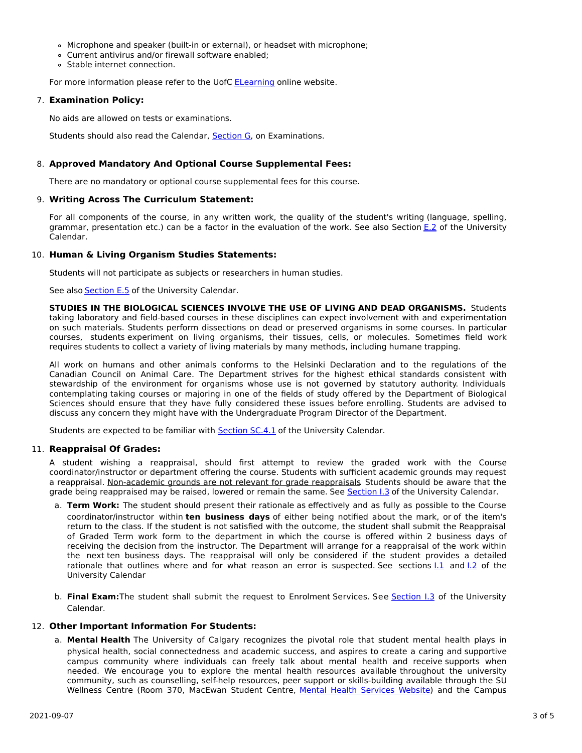- Microphone and speaker (built-in or external), or headset with microphone;
- Current antivirus and/or firewall software enabled;
- Stable internet connection.

For more information please refer to the UofC ELearning online website.

7. **Examination Policy:**

   No aids are allowed on tests or examinations.

   Students should also read the Calendar, Section G, on Examinations.

8. **Approved Mandatory And Optional Course Supplemental Fees:**

   There are no mandatory or optional course supplemental fees for this course.

9. **Writing Across The Curriculum Statement:**

   For all components of the course, in any written work, the quality of the student's writing (language, spelling, grammar, presentation etc.) can be a factor in the evaluation of the work. See also Section E.2 of the University Calendar.

10. **Human & Living Organism Studies Statements:**

    Students will not participate as subjects or researchers in human studies.

    See also Section E.5 of the University Calendar.

    **STUDIES IN THE BIOLOGICAL SCIENCES INVOLVE THE USE OF LIVING AND DEAD ORGANISMS.** Students taking laboratory and field-based courses in these disciplines can expect involvement with and experimentation on such materials. Students perform dissections on dead or preserved organisms in some courses. In particular courses, students experiment on living organisms, their tissues, cells, or molecules. Sometimes field work requires students to collect a variety of living materials by many methods, including humane trapping.

    All work on humans and other animals conforms to the Helsinki Declaration and to the regulations of the Canadian Council on Animal Care. The Department strives for the highest ethical standards consistent with stewardship of the environment for organisms whose use is not governed by statutory authority. Individuals contemplating taking courses or majoring in one of the fields of study offered by the Department of Biological Sciences should ensure that they have fully considered these issues before enrolling. Students are advised to discuss any concern they might have with the Undergraduate Program Director of the Department.

    Students are expected to be familiar with Section SC.4.1 of the University Calendar.

11. **Reappraisal Of Grades:**

    A student wishing a reappraisal, should first attempt to review the graded work with the Course coordinator/instructor or department offering the course. Students with sufficient academic grounds may request a reappraisal. <u>Non-academic grounds are not relevant for grade reappraisals</u>. Students should be aware that the grade being reappraised may be raised, lowered or remain the same. See Section I.3 of the University Calendar.

    a. **Term Work:** The student should present their rationale as effectively and as fully as possible to the Course coordinator/instructor within **ten business days** of either being notified about the mark, or of the item's return to the class. If the student is not satisfied with the outcome, the student shall submit the Reappraisal of Graded Term work form to the department in which the course is offered within 2 business days of receiving the decision from the instructor. The Department will arrange for a reappraisal of the work within the next ten business days. The reappraisal will only be considered if the student provides a detailed rationale that outlines where and for what reason an error is suspected. See sections I.1 and I.2 of the University Calendar

    b. **Final Exam:** The student shall submit the request to Enrolment Services. See Section I.3 of the University Calendar.

12. **Other Important Information For Students:**

    a. **Mental Health** The University of Calgary recognizes the pivotal role that student mental health plays in physical health, social connectedness and academic success, and aspires to create a caring and supportive campus community where individuals can freely talk about mental health and receive supports when needed. We encourage you to explore the mental health resources available throughout the university community, such as counselling, self-help resources, peer support or skills-building available through the SU Wellness Centre (Room 370, MacEwan Student Centre, Mental Health Services Website) and the Campus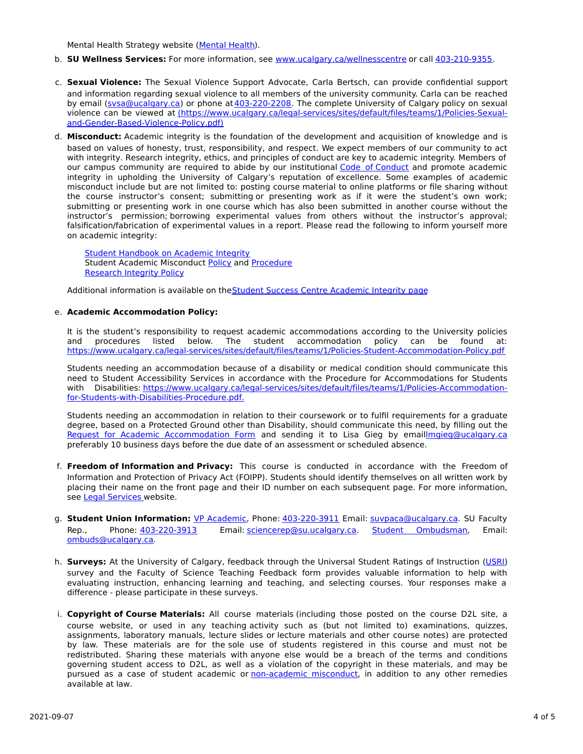Mental Health Strategy website (Mental Health).

b. **SU Wellness Services:** For more information, see www.ucalgary.ca/wellnesscentre or call 403-210-9355.

c. **Sexual Violence:** The Sexual Violence Support Advocate, Carla Bertsch, can provide confidential support and information regarding sexual violence to all members of the university community. Carla can be reached by email (svsa@ucalgary.ca) or phone at 403-220-2208. The complete University of Calgary policy on sexual violence can be viewed at (https://www.ucalgary.ca/legal-services/sites/default/files/teams/1/Policies-Sexual-and-Gender-Based-Violence-Policy.pdf)

d. **Misconduct:** Academic integrity is the foundation of the development and acquisition of knowledge and is based on values of honesty, trust, responsibility, and respect. We expect members of our community to act with integrity. Research integrity, ethics, and principles of conduct are key to academic integrity. Members of our campus community are required to abide by our institutional Code of Conduct and promote academic integrity in upholding the University of Calgary's reputation of excellence. Some examples of academic misconduct include but are not limited to: posting course material to online platforms or file sharing without the course instructor's consent; submitting or presenting work as if it were the student's own work; submitting or presenting work in one course which has also been submitted in another course without the instructor's permission; borrowing experimental values from others without the instructor's approval; falsification/fabrication of experimental values in a report. Please read the following to inform yourself more on academic integrity:

   Student Handbook on Academic Integrity
   Student Academic Misconduct Policy and Procedure
   Research Integrity Policy

   Additional information is available on the Student Success Centre Academic Integrity page

e. **Academic Accommodation Policy:**

   It is the student's responsibility to request academic accommodations according to the University policies and procedures listed below. The student accommodation policy can be found at: https://www.ucalgary.ca/legal-services/sites/default/files/teams/1/Policies-Student-Accommodation-Policy.pdf

   Students needing an accommodation because of a disability or medical condition should communicate this need to Student Accessibility Services in accordance with the Procedure for Accommodations for Students with Disabilities: https://www.ucalgary.ca/legal-services/sites/default/files/teams/1/Policies-Accommodation-for-Students-with-Disabilities-Procedure.pdf.

   Students needing an accommodation in relation to their coursework or to fulfil requirements for a graduate degree, based on a Protected Ground other than Disability, should communicate this need, by filling out the Request for Academic Accommodation Form and sending it to Lisa Gieg by email lmgieg@ucalgary.ca preferably 10 business days before the due date of an assessment or scheduled absence.

f. **Freedom of Information and Privacy:** This course is conducted in accordance with the Freedom of Information and Protection of Privacy Act (FOIPP). Students should identify themselves on all written work by placing their name on the front page and their ID number on each subsequent page. For more information, see Legal Services website.

g. **Student Union Information:** VP Academic, Phone: 403-220-3911 Email: suvpaca@ucalgary.ca. SU Faculty Rep., Phone: 403-220-3913 Email: sciencerep@su.ucalgary.ca. Student Ombudsman, Email: ombuds@ucalgary.ca.

h. **Surveys:** At the University of Calgary, feedback through the Universal Student Ratings of Instruction (USRI) survey and the Faculty of Science Teaching Feedback form provides valuable information to help with evaluating instruction, enhancing learning and teaching, and selecting courses. Your responses make a difference - please participate in these surveys.

i. **Copyright of Course Materials:** All course materials (including those posted on the course D2L site, a course website, or used in any teaching activity such as (but not limited to) examinations, quizzes, assignments, laboratory manuals, lecture slides or lecture materials and other course notes) are protected by law. These materials are for the sole use of students registered in this course and must not be redistributed. Sharing these materials with anyone else would be a breach of the terms and conditions governing student access to D2L, as well as a violation of the copyright in these materials, and may be pursued as a case of student academic or non-academic misconduct, in addition to any other remedies available at law.

2021-09-07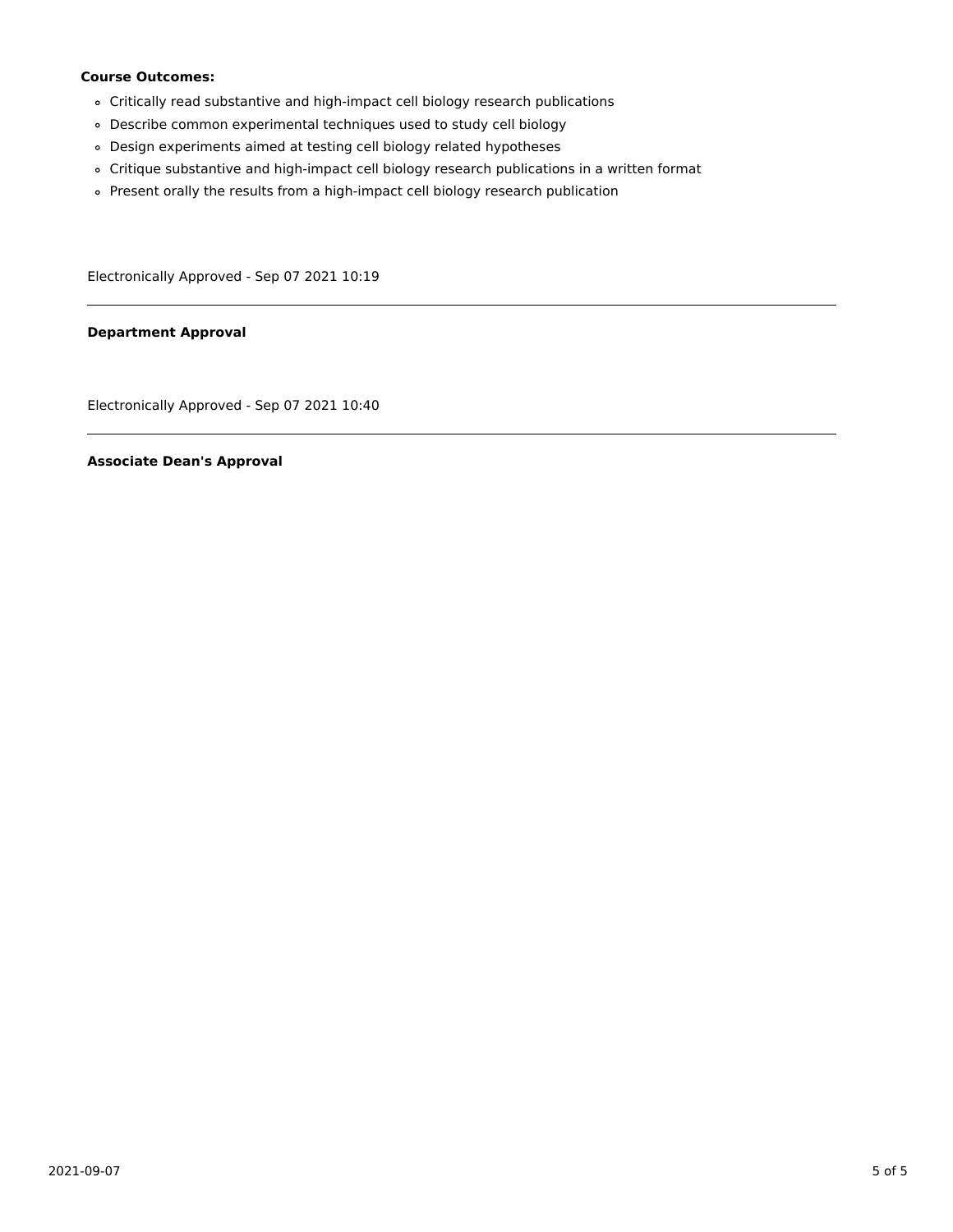**Course Outcomes:**

- Critically read substantive and high-impact cell biology research publications
- Describe common experimental techniques used to study cell biology
- Design experiments aimed at testing cell biology related hypotheses
- Critique substantive and high-impact cell biology research publications in a written format
- Present orally the results from a high-impact cell biology research publication

Electronically Approved - Sep 07 2021 10:19

---

**Department Approval**

Electronically Approved - Sep 07 2021 10:40

---

**Associate Dean's Approval**